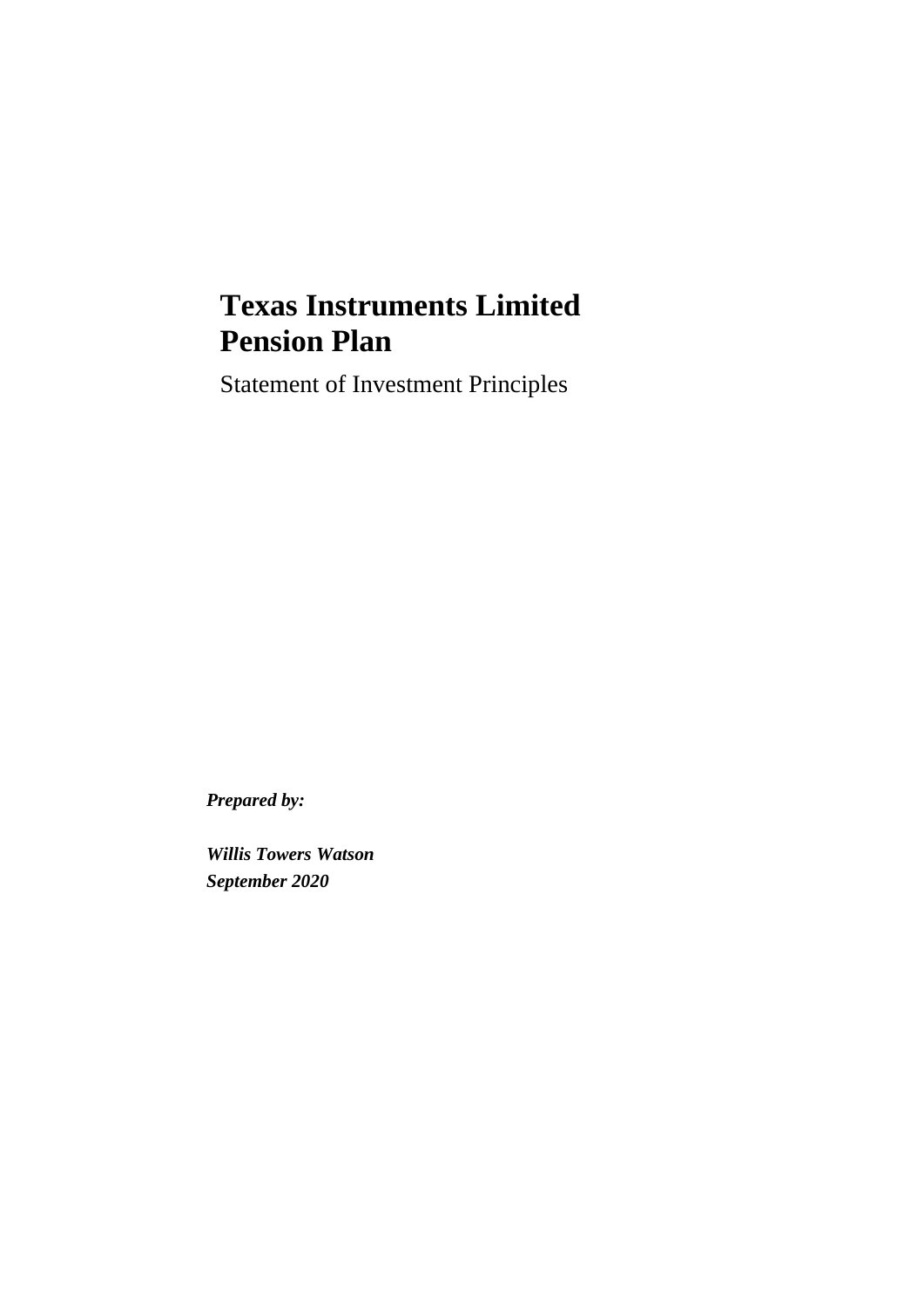# Texas Instruments Limited Pension Plan

Statement of Investment Principles

***Prepared by:***

***Willis Towers Watson***
***September 2020***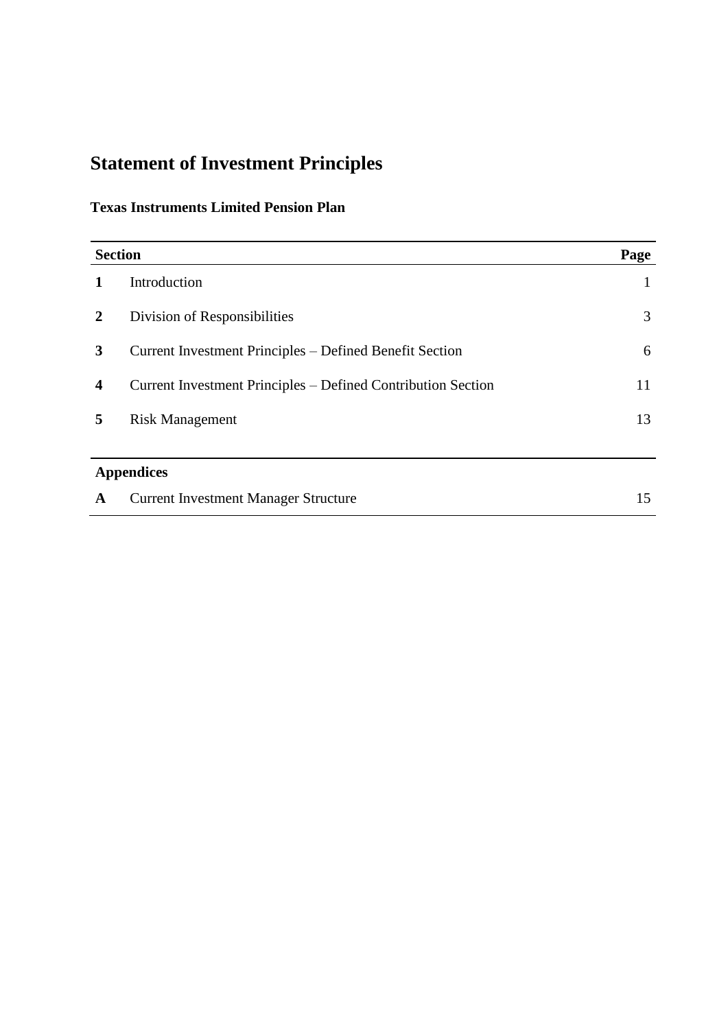# Statement of Investment Principles

**Texas Instruments Limited Pension Plan**

| **Section** | | **Page** |
|---|---|---|
| **1** | Introduction | 1 |
| **2** | Division of Responsibilities | 3 |
| **3** | Current Investment Principles – Defined Benefit Section | 6 |
| **4** | Current Investment Principles – Defined Contribution Section | 11 |
| **5** | Risk Management | 13 |

| **Appendices** | | |
|---|---|---|
| **A** | Current Investment Manager Structure | 15 |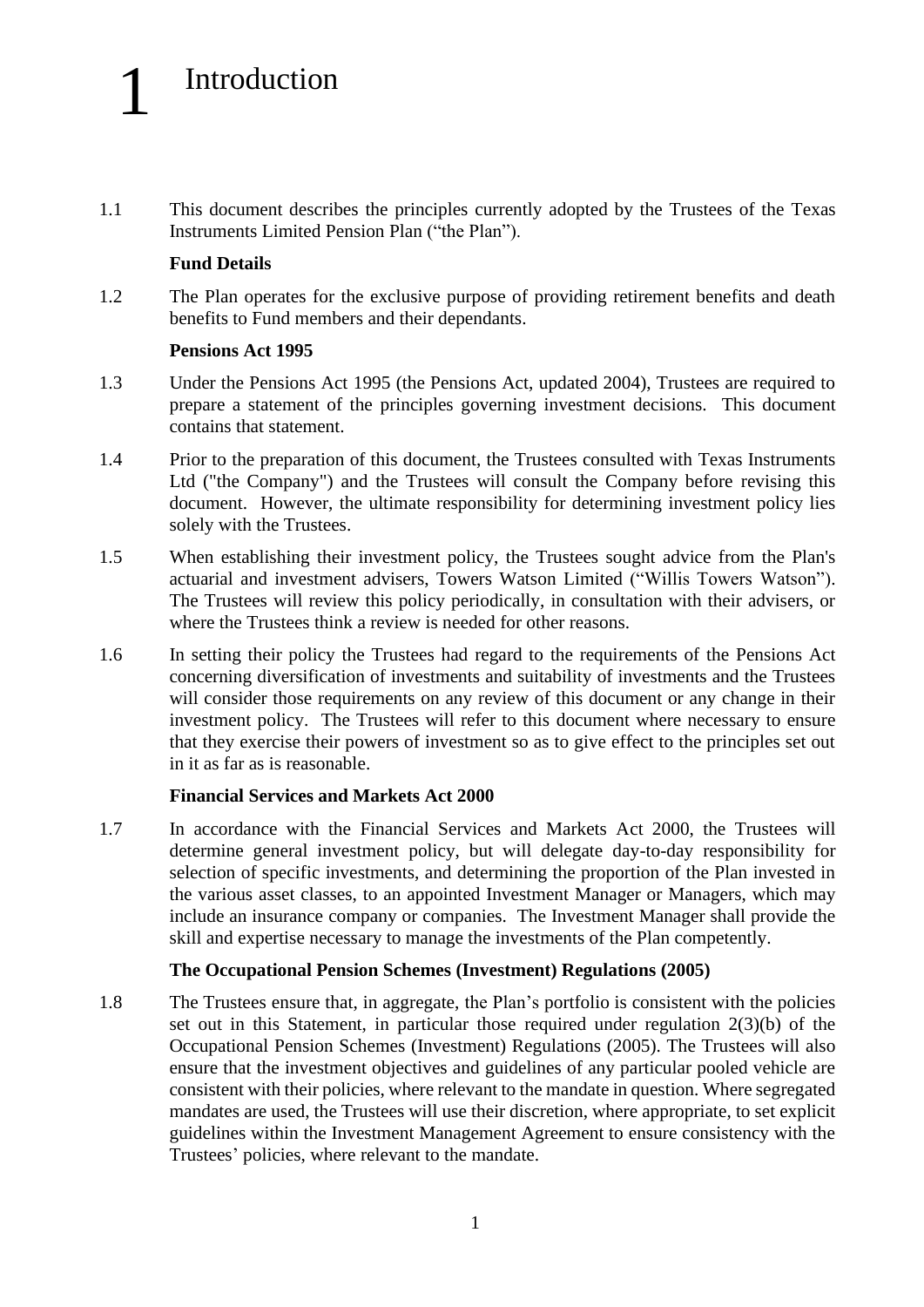# 1 Introduction

1.1 This document describes the principles currently adopted by the Trustees of the Texas Instruments Limited Pension Plan ("the Plan").

**Fund Details**

1.2 The Plan operates for the exclusive purpose of providing retirement benefits and death benefits to Fund members and their dependants.

**Pensions Act 1995**

1.3 Under the Pensions Act 1995 (the Pensions Act, updated 2004), Trustees are required to prepare a statement of the principles governing investment decisions. This document contains that statement.

1.4 Prior to the preparation of this document, the Trustees consulted with Texas Instruments Ltd ("the Company") and the Trustees will consult the Company before revising this document. However, the ultimate responsibility for determining investment policy lies solely with the Trustees.

1.5 When establishing their investment policy, the Trustees sought advice from the Plan's actuarial and investment advisers, Towers Watson Limited ("Willis Towers Watson"). The Trustees will review this policy periodically, in consultation with their advisers, or where the Trustees think a review is needed for other reasons.

1.6 In setting their policy the Trustees had regard to the requirements of the Pensions Act concerning diversification of investments and suitability of investments and the Trustees will consider those requirements on any review of this document or any change in their investment policy. The Trustees will refer to this document where necessary to ensure that they exercise their powers of investment so as to give effect to the principles set out in it as far as is reasonable.

**Financial Services and Markets Act 2000**

1.7 In accordance with the Financial Services and Markets Act 2000, the Trustees will determine general investment policy, but will delegate day-to-day responsibility for selection of specific investments, and determining the proportion of the Plan invested in the various asset classes, to an appointed Investment Manager or Managers, which may include an insurance company or companies. The Investment Manager shall provide the skill and expertise necessary to manage the investments of the Plan competently.

**The Occupational Pension Schemes (Investment) Regulations (2005)**

1.8 The Trustees ensure that, in aggregate, the Plan's portfolio is consistent with the policies set out in this Statement, in particular those required under regulation 2(3)(b) of the Occupational Pension Schemes (Investment) Regulations (2005). The Trustees will also ensure that the investment objectives and guidelines of any particular pooled vehicle are consistent with their policies, where relevant to the mandate in question. Where segregated mandates are used, the Trustees will use their discretion, where appropriate, to set explicit guidelines within the Investment Management Agreement to ensure consistency with the Trustees' policies, where relevant to the mandate.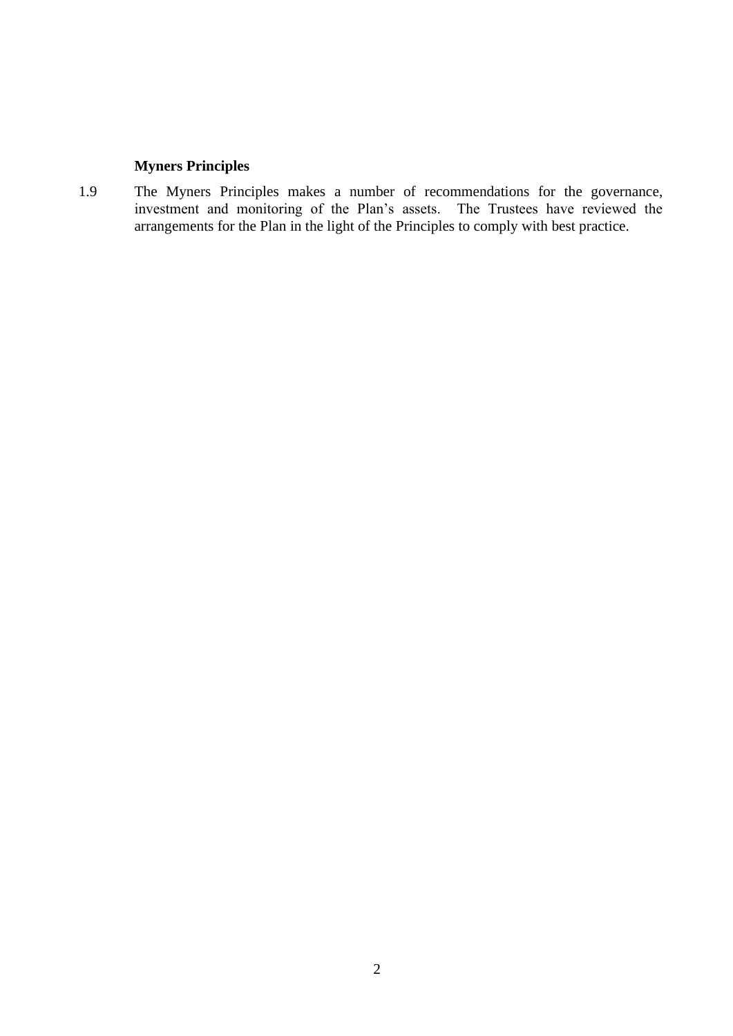**Myners Principles**

1.9 The Myners Principles makes a number of recommendations for the governance, investment and monitoring of the Plan's assets. The Trustees have reviewed the arrangements for the Plan in the light of the Principles to comply with best practice.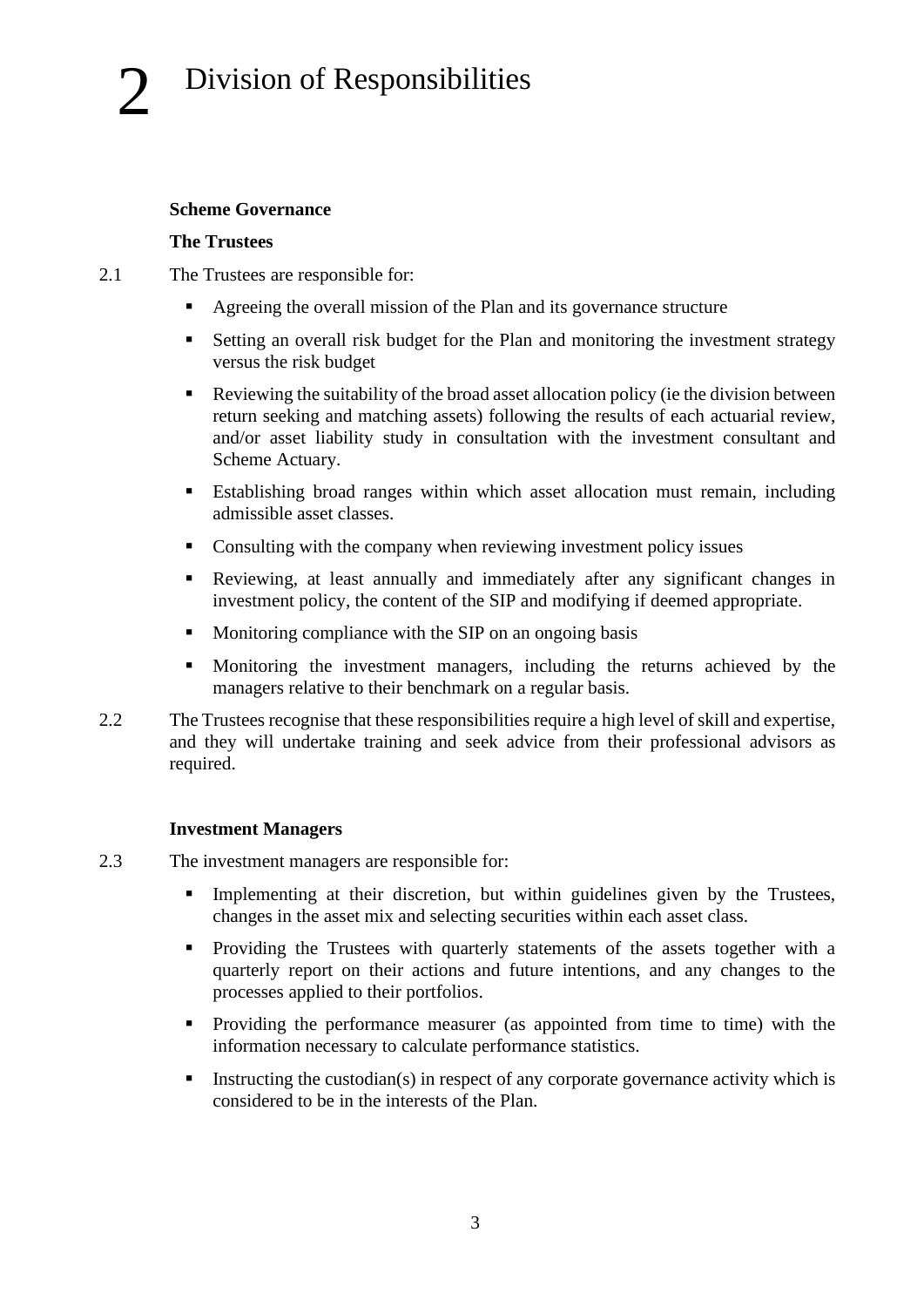# 2 Division of Responsibilities

**Scheme Governance**

**The Trustees**

2.1 The Trustees are responsible for:

- Agreeing the overall mission of the Plan and its governance structure
- Setting an overall risk budget for the Plan and monitoring the investment strategy versus the risk budget
- Reviewing the suitability of the broad asset allocation policy (ie the division between return seeking and matching assets) following the results of each actuarial review, and/or asset liability study in consultation with the investment consultant and Scheme Actuary.
- Establishing broad ranges within which asset allocation must remain, including admissible asset classes.
- Consulting with the company when reviewing investment policy issues
- Reviewing, at least annually and immediately after any significant changes in investment policy, the content of the SIP and modifying if deemed appropriate.
- Monitoring compliance with the SIP on an ongoing basis
- Monitoring the investment managers, including the returns achieved by the managers relative to their benchmark on a regular basis.

2.2 The Trustees recognise that these responsibilities require a high level of skill and expertise, and they will undertake training and seek advice from their professional advisors as required.

**Investment Managers**

2.3 The investment managers are responsible for:

- Implementing at their discretion, but within guidelines given by the Trustees, changes in the asset mix and selecting securities within each asset class.
- Providing the Trustees with quarterly statements of the assets together with a quarterly report on their actions and future intentions, and any changes to the processes applied to their portfolios.
- Providing the performance measurer (as appointed from time to time) with the information necessary to calculate performance statistics.
- Instructing the custodian(s) in respect of any corporate governance activity which is considered to be in the interests of the Plan.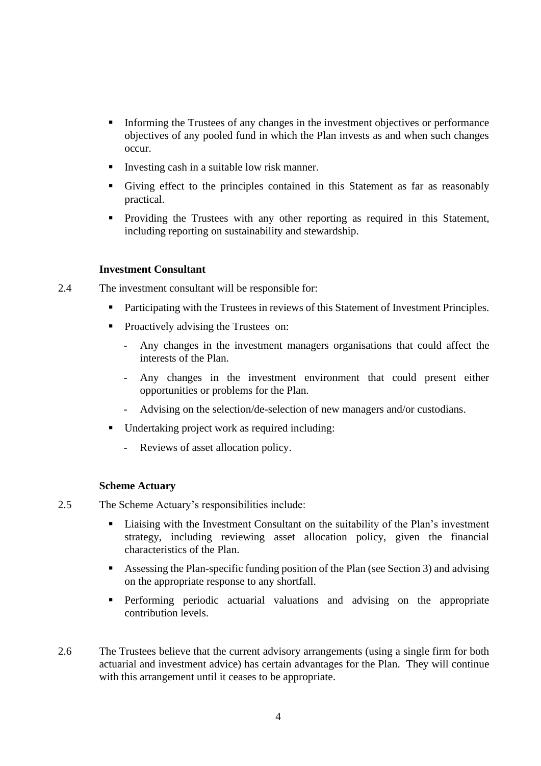- Informing the Trustees of any changes in the investment objectives or performance objectives of any pooled fund in which the Plan invests as and when such changes occur.
- Investing cash in a suitable low risk manner.
- Giving effect to the principles contained in this Statement as far as reasonably practical.
- Providing the Trustees with any other reporting as required in this Statement, including reporting on sustainability and stewardship.

**Investment Consultant**

2.4 The investment consultant will be responsible for:

- Participating with the Trustees in reviews of this Statement of Investment Principles.
- Proactively advising the Trustees on:
  - Any changes in the investment managers organisations that could affect the interests of the Plan.
  - Any changes in the investment environment that could present either opportunities or problems for the Plan.
  - Advising on the selection/de-selection of new managers and/or custodians.
- Undertaking project work as required including:
  - Reviews of asset allocation policy.

**Scheme Actuary**

2.5 The Scheme Actuary's responsibilities include:

- Liaising with the Investment Consultant on the suitability of the Plan's investment strategy, including reviewing asset allocation policy, given the financial characteristics of the Plan.
- Assessing the Plan-specific funding position of the Plan (see Section 3) and advising on the appropriate response to any shortfall.
- Performing periodic actuarial valuations and advising on the appropriate contribution levels.

2.6 The Trustees believe that the current advisory arrangements (using a single firm for both actuarial and investment advice) has certain advantages for the Plan. They will continue with this arrangement until it ceases to be appropriate.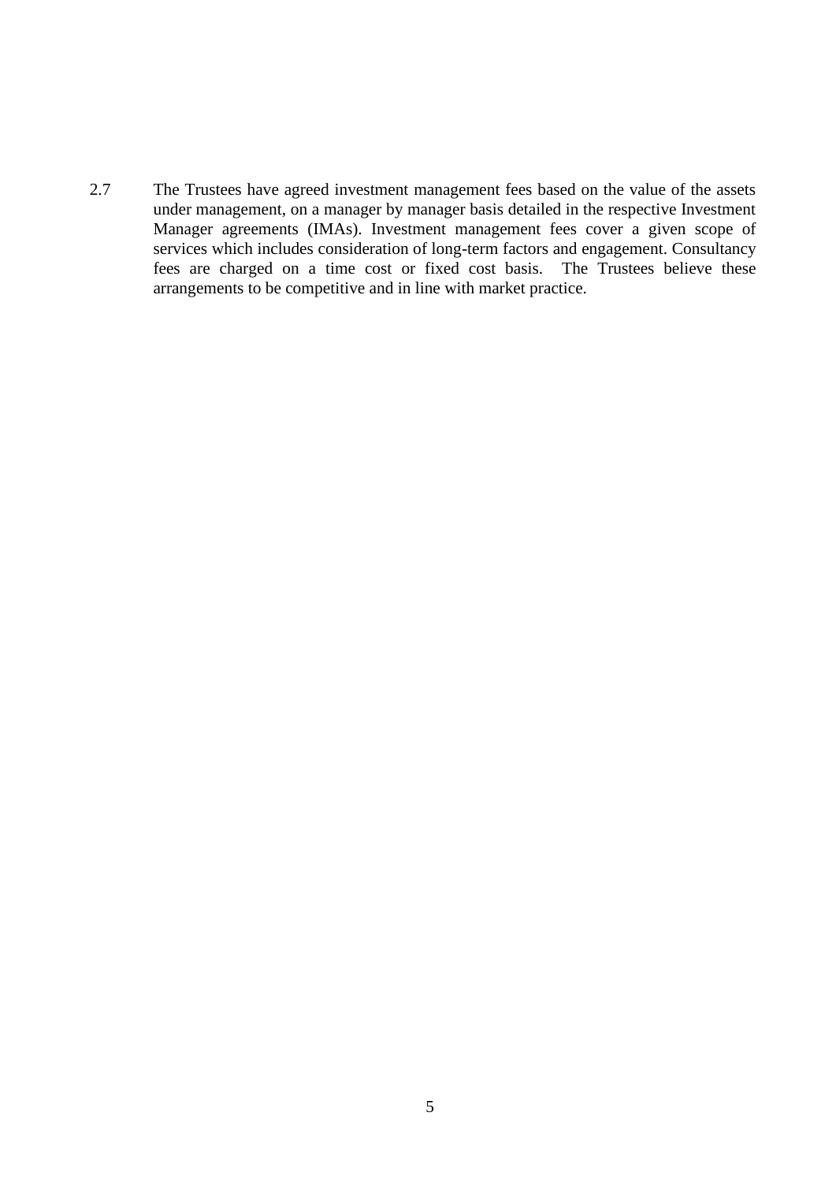2.7 The Trustees have agreed investment management fees based on the value of the assets under management, on a manager by manager basis detailed in the respective Investment Manager agreements (IMAs). Investment management fees cover a given scope of services which includes consideration of long-term factors and engagement. Consultancy fees are charged on a time cost or fixed cost basis. The Trustees believe these arrangements to be competitive and in line with market practice.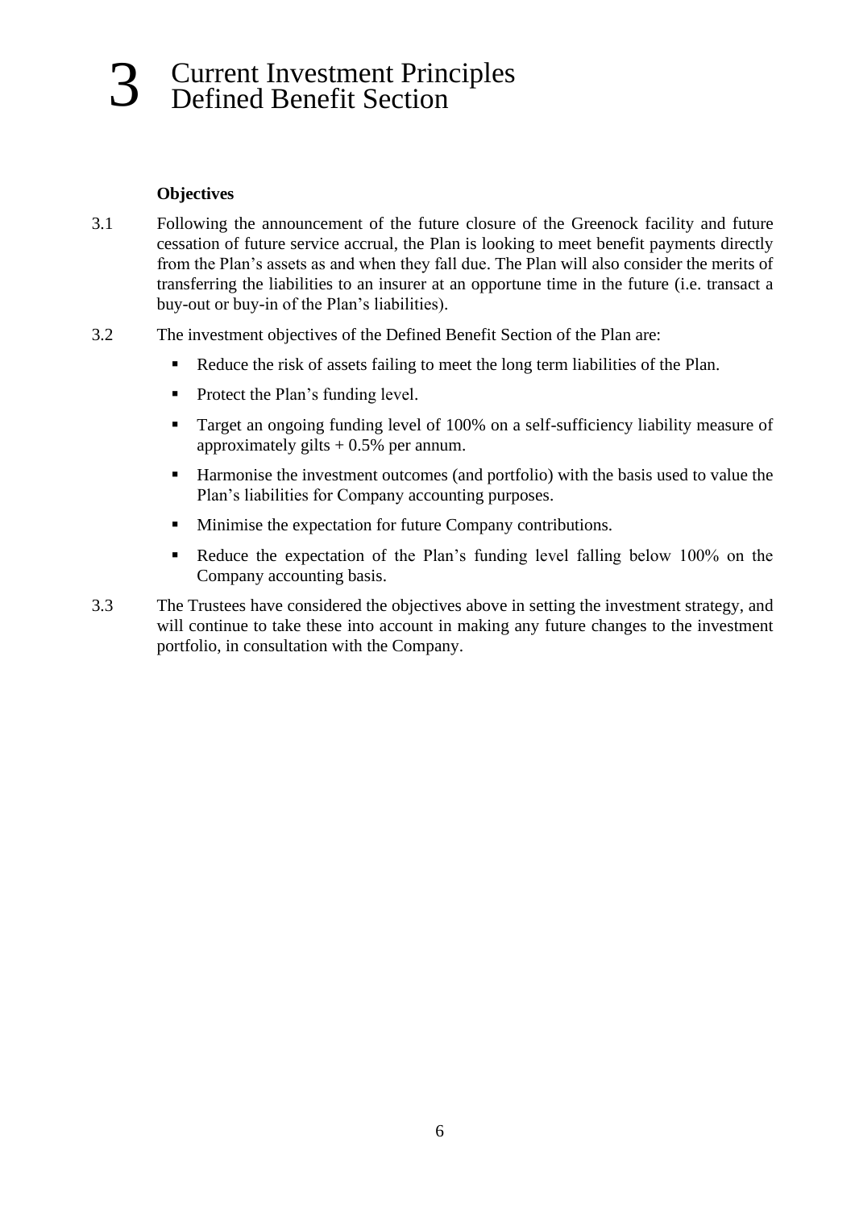# 3 Current Investment Principles Defined Benefit Section

**Objectives**

3.1 Following the announcement of the future closure of the Greenock facility and future cessation of future service accrual, the Plan is looking to meet benefit payments directly from the Plan's assets as and when they fall due. The Plan will also consider the merits of transferring the liabilities to an insurer at an opportune time in the future (i.e. transact a buy-out or buy-in of the Plan's liabilities).

3.2 The investment objectives of the Defined Benefit Section of the Plan are:

- Reduce the risk of assets failing to meet the long term liabilities of the Plan.
- Protect the Plan's funding level.
- Target an ongoing funding level of 100% on a self-sufficiency liability measure of approximately gilts + 0.5% per annum.
- Harmonise the investment outcomes (and portfolio) with the basis used to value the Plan's liabilities for Company accounting purposes.
- Minimise the expectation for future Company contributions.
- Reduce the expectation of the Plan's funding level falling below 100% on the Company accounting basis.

3.3 The Trustees have considered the objectives above in setting the investment strategy, and will continue to take these into account in making any future changes to the investment portfolio, in consultation with the Company.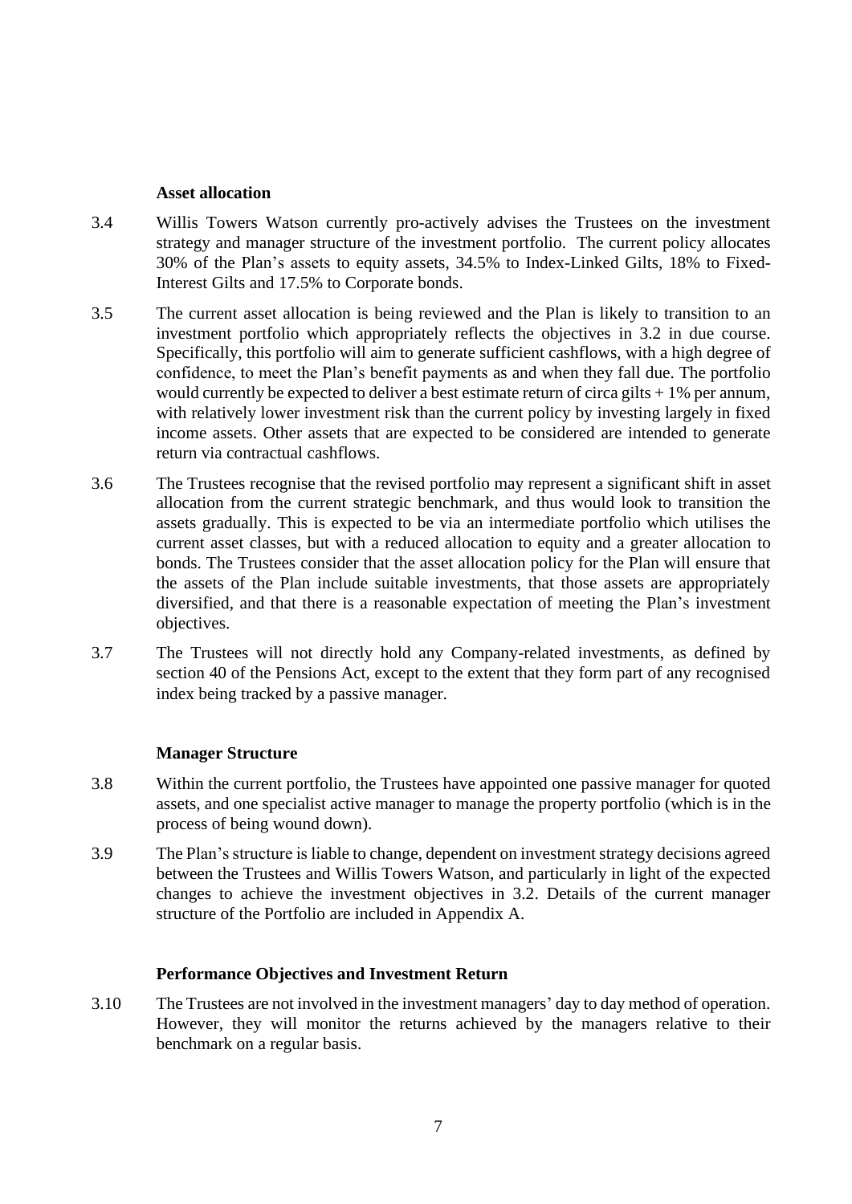### Asset allocation

3.4 Willis Towers Watson currently pro-actively advises the Trustees on the investment strategy and manager structure of the investment portfolio. The current policy allocates 30% of the Plan's assets to equity assets, 34.5% to Index-Linked Gilts, 18% to Fixed-Interest Gilts and 17.5% to Corporate bonds.

3.5 The current asset allocation is being reviewed and the Plan is likely to transition to an investment portfolio which appropriately reflects the objectives in 3.2 in due course. Specifically, this portfolio will aim to generate sufficient cashflows, with a high degree of confidence, to meet the Plan's benefit payments as and when they fall due. The portfolio would currently be expected to deliver a best estimate return of circa gilts + 1% per annum, with relatively lower investment risk than the current policy by investing largely in fixed income assets. Other assets that are expected to be considered are intended to generate return via contractual cashflows.

3.6 The Trustees recognise that the revised portfolio may represent a significant shift in asset allocation from the current strategic benchmark, and thus would look to transition the assets gradually. This is expected to be via an intermediate portfolio which utilises the current asset classes, but with a reduced allocation to equity and a greater allocation to bonds. The Trustees consider that the asset allocation policy for the Plan will ensure that the assets of the Plan include suitable investments, that those assets are appropriately diversified, and that there is a reasonable expectation of meeting the Plan's investment objectives.

3.7 The Trustees will not directly hold any Company-related investments, as defined by section 40 of the Pensions Act, except to the extent that they form part of any recognised index being tracked by a passive manager.

### Manager Structure

3.8 Within the current portfolio, the Trustees have appointed one passive manager for quoted assets, and one specialist active manager to manage the property portfolio (which is in the process of being wound down).

3.9 The Plan's structure is liable to change, dependent on investment strategy decisions agreed between the Trustees and Willis Towers Watson, and particularly in light of the expected changes to achieve the investment objectives in 3.2. Details of the current manager structure of the Portfolio are included in Appendix A.

### Performance Objectives and Investment Return

3.10 The Trustees are not involved in the investment managers' day to day method of operation. However, they will monitor the returns achieved by the managers relative to their benchmark on a regular basis.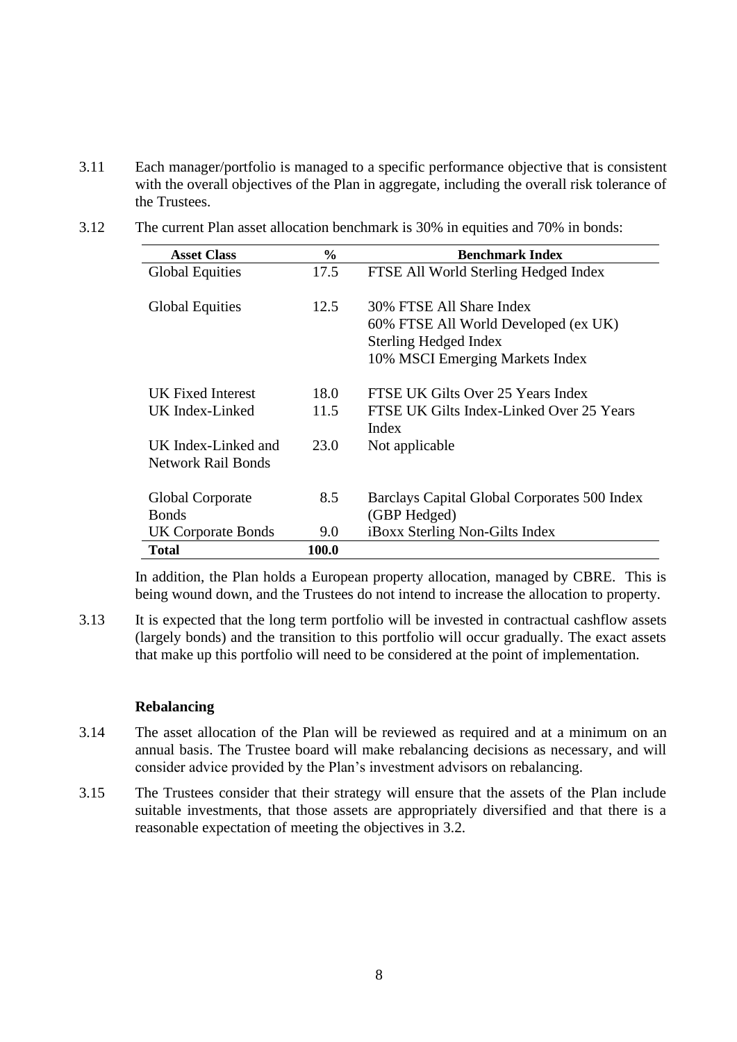3.11 Each manager/portfolio is managed to a specific performance objective that is consistent with the overall objectives of the Plan in aggregate, including the overall risk tolerance of the Trustees.

3.12 The current Plan asset allocation benchmark is 30% in equities and 70% in bonds:

| Asset Class | % | Benchmark Index |
|---|---|---|
| Global Equities | 17.5 | FTSE All World Sterling Hedged Index |
| Global Equities | 12.5 | 30% FTSE All Share Index<br>60% FTSE All World Developed (ex UK) Sterling Hedged Index<br>10% MSCI Emerging Markets Index |
| UK Fixed Interest | 18.0 | FTSE UK Gilts Over 25 Years Index |
| UK Index-Linked | 11.5 | FTSE UK Gilts Index-Linked Over 25 Years Index |
| UK Index-Linked and Network Rail Bonds | 23.0 | Not applicable |
| Global Corporate Bonds | 8.5 | Barclays Capital Global Corporates 500 Index (GBP Hedged) |
| UK Corporate Bonds | 9.0 | iBoxx Sterling Non-Gilts Index |
| **Total** | **100.0** | |

In addition, the Plan holds a European property allocation, managed by CBRE. This is being wound down, and the Trustees do not intend to increase the allocation to property.

3.13 It is expected that the long term portfolio will be invested in contractual cashflow assets (largely bonds) and the transition to this portfolio will occur gradually. The exact assets that make up this portfolio will need to be considered at the point of implementation.

**Rebalancing**

3.14 The asset allocation of the Plan will be reviewed as required and at a minimum on an annual basis. The Trustee board will make rebalancing decisions as necessary, and will consider advice provided by the Plan's investment advisors on rebalancing.

3.15 The Trustees consider that their strategy will ensure that the assets of the Plan include suitable investments, that those assets are appropriately diversified and that there is a reasonable expectation of meeting the objectives in 3.2.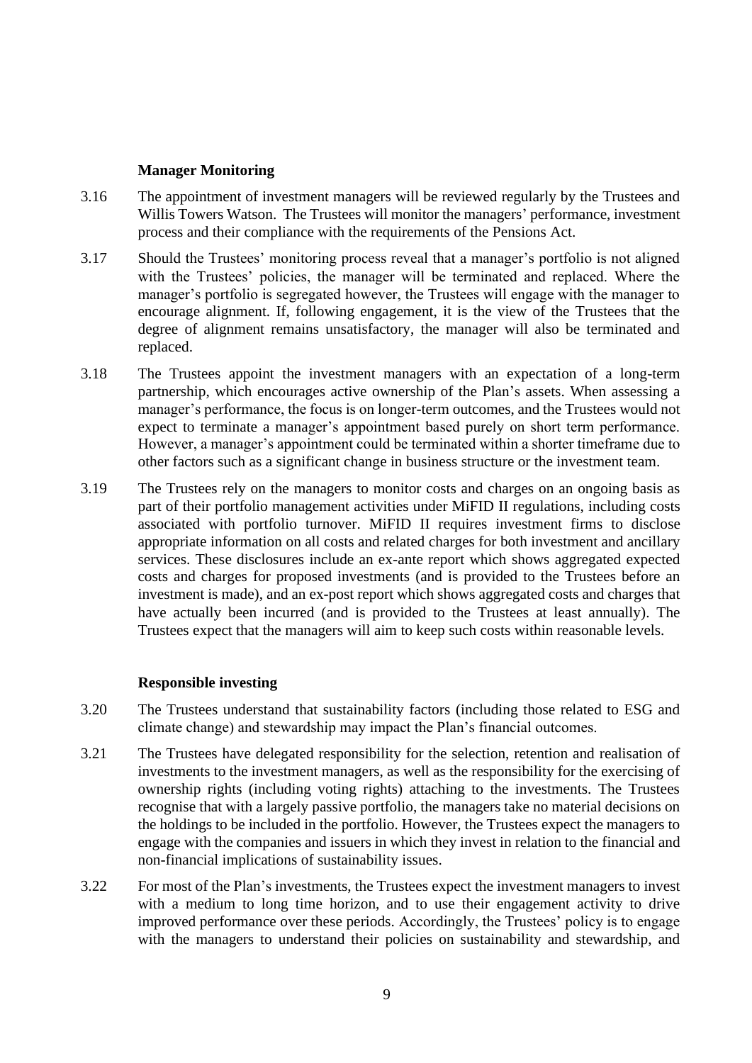### Manager Monitoring

3.16 The appointment of investment managers will be reviewed regularly by the Trustees and Willis Towers Watson. The Trustees will monitor the managers' performance, investment process and their compliance with the requirements of the Pensions Act.

3.17 Should the Trustees' monitoring process reveal that a manager's portfolio is not aligned with the Trustees' policies, the manager will be terminated and replaced. Where the manager's portfolio is segregated however, the Trustees will engage with the manager to encourage alignment. If, following engagement, it is the view of the Trustees that the degree of alignment remains unsatisfactory, the manager will also be terminated and replaced.

3.18 The Trustees appoint the investment managers with an expectation of a long-term partnership, which encourages active ownership of the Plan's assets. When assessing a manager's performance, the focus is on longer-term outcomes, and the Trustees would not expect to terminate a manager's appointment based purely on short term performance. However, a manager's appointment could be terminated within a shorter timeframe due to other factors such as a significant change in business structure or the investment team.

3.19 The Trustees rely on the managers to monitor costs and charges on an ongoing basis as part of their portfolio management activities under MiFID II regulations, including costs associated with portfolio turnover. MiFID II requires investment firms to disclose appropriate information on all costs and related charges for both investment and ancillary services. These disclosures include an ex-ante report which shows aggregated expected costs and charges for proposed investments (and is provided to the Trustees before an investment is made), and an ex-post report which shows aggregated costs and charges that have actually been incurred (and is provided to the Trustees at least annually). The Trustees expect that the managers will aim to keep such costs within reasonable levels.

### Responsible investing

3.20 The Trustees understand that sustainability factors (including those related to ESG and climate change) and stewardship may impact the Plan's financial outcomes.

3.21 The Trustees have delegated responsibility for the selection, retention and realisation of investments to the investment managers, as well as the responsibility for the exercising of ownership rights (including voting rights) attaching to the investments. The Trustees recognise that with a largely passive portfolio, the managers take no material decisions on the holdings to be included in the portfolio. However, the Trustees expect the managers to engage with the companies and issuers in which they invest in relation to the financial and non-financial implications of sustainability issues.

3.22 For most of the Plan's investments, the Trustees expect the investment managers to invest with a medium to long time horizon, and to use their engagement activity to drive improved performance over these periods. Accordingly, the Trustees' policy is to engage with the managers to understand their policies on sustainability and stewardship, and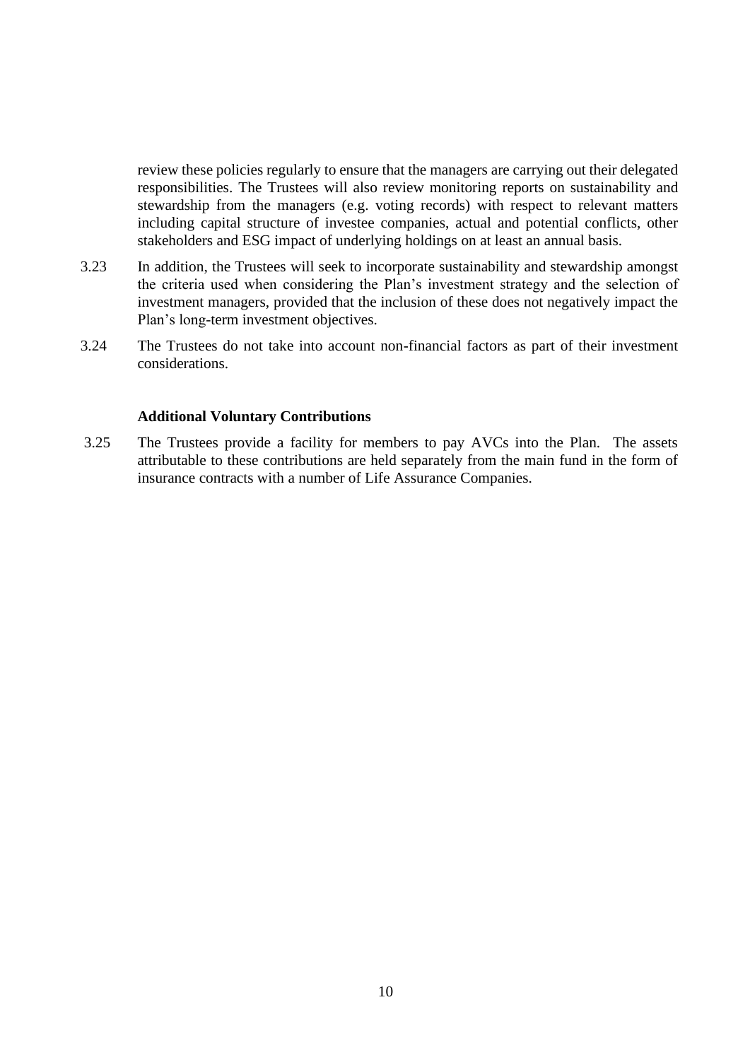review these policies regularly to ensure that the managers are carrying out their delegated responsibilities. The Trustees will also review monitoring reports on sustainability and stewardship from the managers (e.g. voting records) with respect to relevant matters including capital structure of investee companies, actual and potential conflicts, other stakeholders and ESG impact of underlying holdings on at least an annual basis.

3.23 In addition, the Trustees will seek to incorporate sustainability and stewardship amongst the criteria used when considering the Plan's investment strategy and the selection of investment managers, provided that the inclusion of these does not negatively impact the Plan's long-term investment objectives.

3.24 The Trustees do not take into account non-financial factors as part of their investment considerations.

**Additional Voluntary Contributions**

3.25 The Trustees provide a facility for members to pay AVCs into the Plan. The assets attributable to these contributions are held separately from the main fund in the form of insurance contracts with a number of Life Assurance Companies.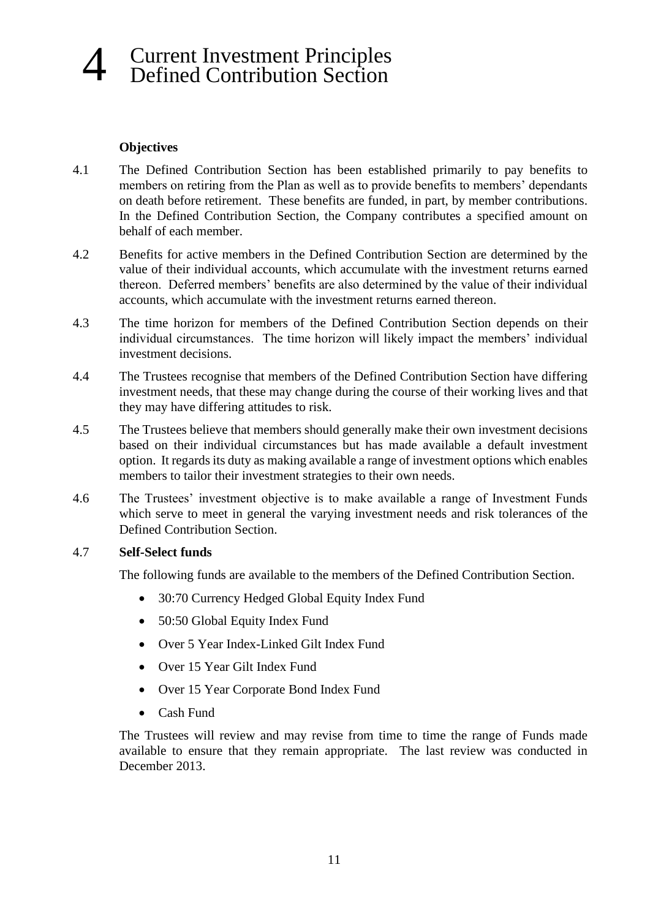# 4 Current Investment Principles Defined Contribution Section

**Objectives**

4.1 The Defined Contribution Section has been established primarily to pay benefits to members on retiring from the Plan as well as to provide benefits to members' dependants on death before retirement. These benefits are funded, in part, by member contributions. In the Defined Contribution Section, the Company contributes a specified amount on behalf of each member.

4.2 Benefits for active members in the Defined Contribution Section are determined by the value of their individual accounts, which accumulate with the investment returns earned thereon. Deferred members' benefits are also determined by the value of their individual accounts, which accumulate with the investment returns earned thereon.

4.3 The time horizon for members of the Defined Contribution Section depends on their individual circumstances. The time horizon will likely impact the members' individual investment decisions.

4.4 The Trustees recognise that members of the Defined Contribution Section have differing investment needs, that these may change during the course of their working lives and that they may have differing attitudes to risk.

4.5 The Trustees believe that members should generally make their own investment decisions based on their individual circumstances but has made available a default investment option. It regards its duty as making available a range of investment options which enables members to tailor their investment strategies to their own needs.

4.6 The Trustees' investment objective is to make available a range of Investment Funds which serve to meet in general the varying investment needs and risk tolerances of the Defined Contribution Section.

4.7 **Self-Select funds**

The following funds are available to the members of the Defined Contribution Section.

- 30:70 Currency Hedged Global Equity Index Fund
- 50:50 Global Equity Index Fund
- Over 5 Year Index-Linked Gilt Index Fund
- Over 15 Year Gilt Index Fund
- Over 15 Year Corporate Bond Index Fund
- Cash Fund

The Trustees will review and may revise from time to time the range of Funds made available to ensure that they remain appropriate. The last review was conducted in December 2013.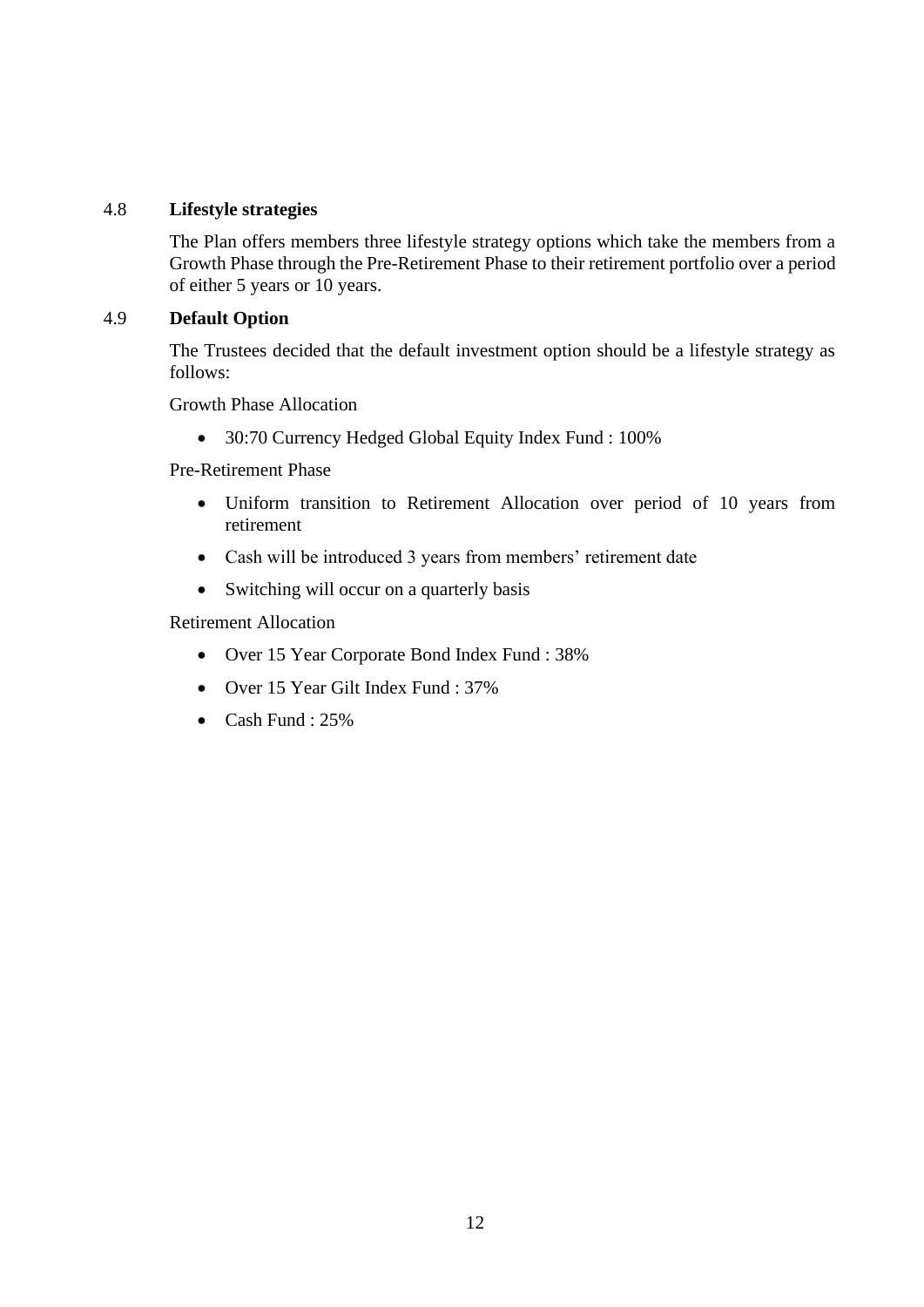### 4.8 Lifestyle strategies

The Plan offers members three lifestyle strategy options which take the members from a Growth Phase through the Pre-Retirement Phase to their retirement portfolio over a period of either 5 years or 10 years.

### 4.9 Default Option

The Trustees decided that the default investment option should be a lifestyle strategy as follows:

Growth Phase Allocation

- 30:70 Currency Hedged Global Equity Index Fund : 100%

Pre-Retirement Phase

- Uniform transition to Retirement Allocation over period of 10 years from retirement
- Cash will be introduced 3 years from members' retirement date
- Switching will occur on a quarterly basis

Retirement Allocation

- Over 15 Year Corporate Bond Index Fund : 38%
- Over 15 Year Gilt Index Fund : 37%
- Cash Fund : 25%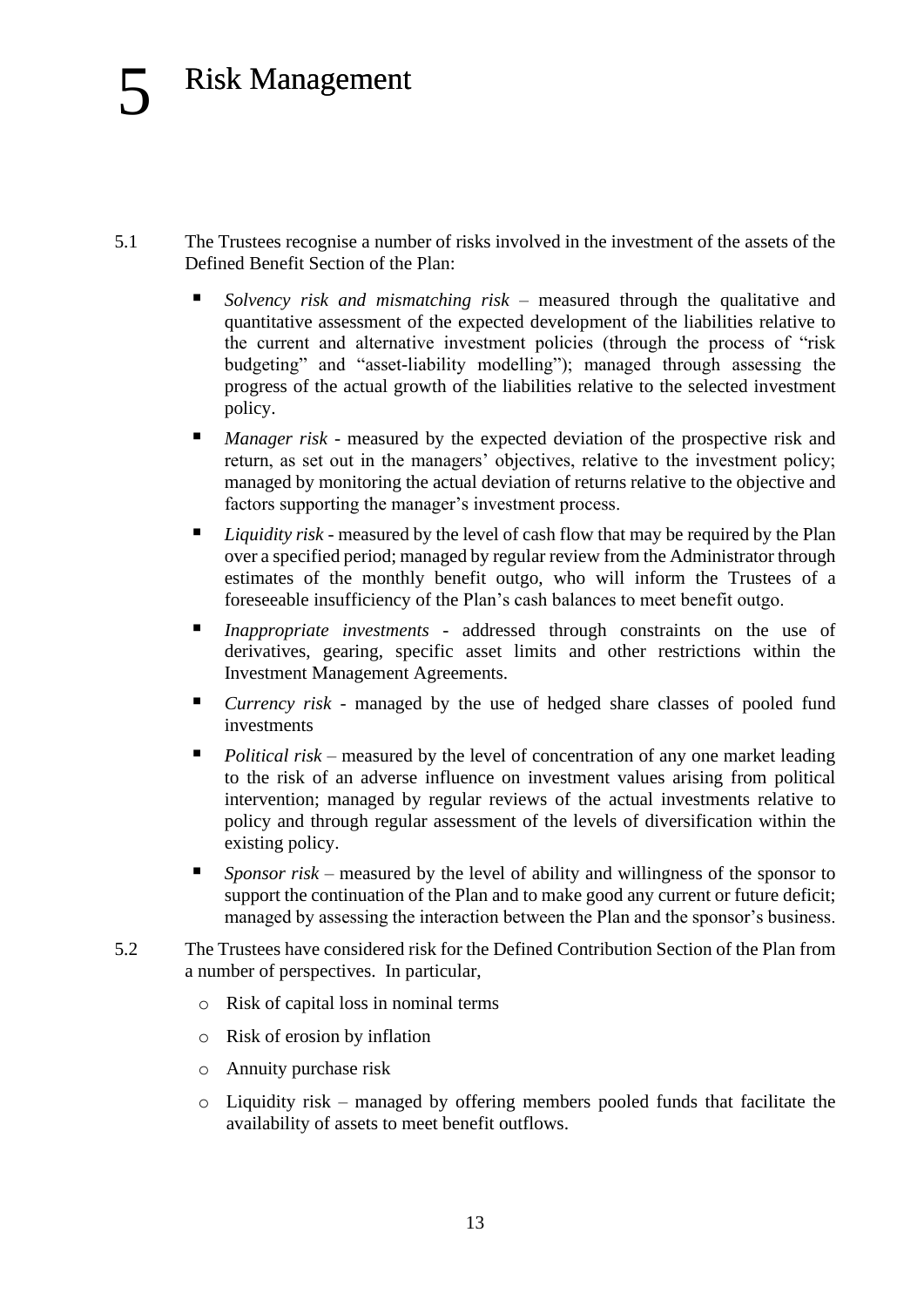# 5 Risk Management

5.1 The Trustees recognise a number of risks involved in the investment of the assets of the Defined Benefit Section of the Plan:

- *Solvency risk and mismatching risk* – measured through the qualitative and quantitative assessment of the expected development of the liabilities relative to the current and alternative investment policies (through the process of "risk budgeting" and "asset-liability modelling"); managed through assessing the progress of the actual growth of the liabilities relative to the selected investment policy.
- *Manager risk* - measured by the expected deviation of the prospective risk and return, as set out in the managers' objectives, relative to the investment policy; managed by monitoring the actual deviation of returns relative to the objective and factors supporting the manager's investment process.
- *Liquidity risk* - measured by the level of cash flow that may be required by the Plan over a specified period; managed by regular review from the Administrator through estimates of the monthly benefit outgo, who will inform the Trustees of a foreseeable insufficiency of the Plan's cash balances to meet benefit outgo.
- *Inappropriate investments* - addressed through constraints on the use of derivatives, gearing, specific asset limits and other restrictions within the Investment Management Agreements.
- *Currency risk* - managed by the use of hedged share classes of pooled fund investments
- *Political risk* – measured by the level of concentration of any one market leading to the risk of an adverse influence on investment values arising from political intervention; managed by regular reviews of the actual investments relative to policy and through regular assessment of the levels of diversification within the existing policy.
- *Sponsor risk* – measured by the level of ability and willingness of the sponsor to support the continuation of the Plan and to make good any current or future deficit; managed by assessing the interaction between the Plan and the sponsor's business.

5.2 The Trustees have considered risk for the Defined Contribution Section of the Plan from a number of perspectives. In particular,

- Risk of capital loss in nominal terms
- Risk of erosion by inflation
- Annuity purchase risk
- Liquidity risk – managed by offering members pooled funds that facilitate the availability of assets to meet benefit outflows.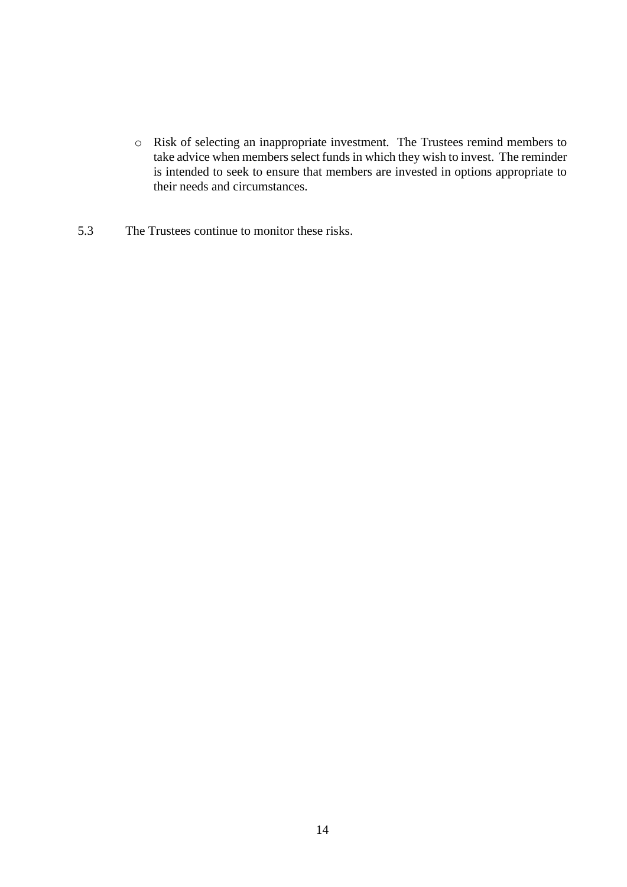- Risk of selecting an inappropriate investment. The Trustees remind members to take advice when members select funds in which they wish to invest. The reminder is intended to seek to ensure that members are invested in options appropriate to their needs and circumstances.

5.3 The Trustees continue to monitor these risks.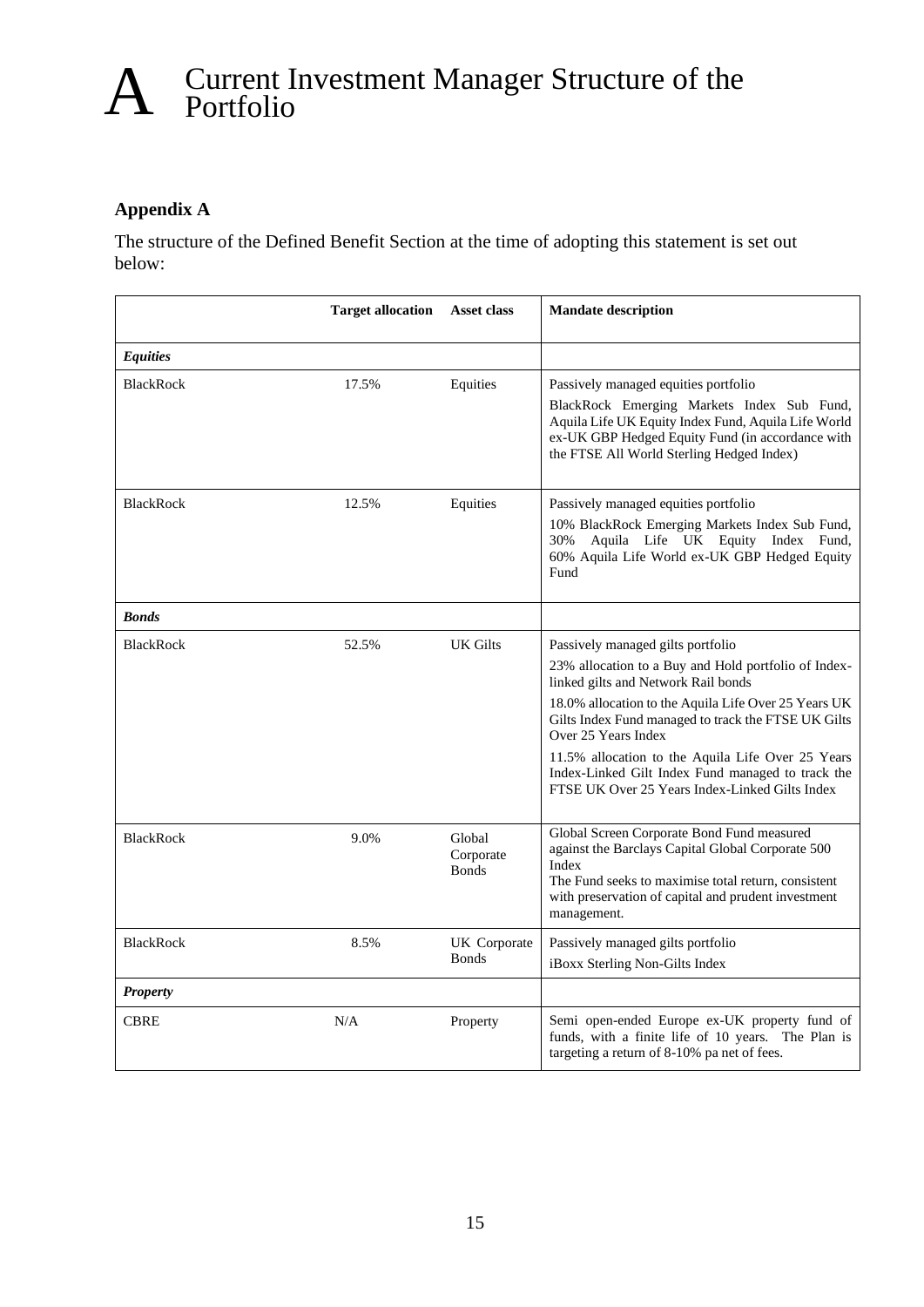# A Current Investment Manager Structure of the Portfolio

## Appendix A

The structure of the Defined Benefit Section at the time of adopting this statement is set out below:

| | Target allocation | Asset class | Mandate description |
|---|---|---|---|
| ***Equities*** | | | |
| BlackRock | 17.5% | Equities | Passively managed equities portfolio<br>BlackRock Emerging Markets Index Sub Fund, Aquila Life UK Equity Index Fund, Aquila Life World ex-UK GBP Hedged Equity Fund (in accordance with the FTSE All World Sterling Hedged Index) |
| BlackRock | 12.5% | Equities | Passively managed equities portfolio<br>10% BlackRock Emerging Markets Index Sub Fund, 30% Aquila Life UK Equity Index Fund, 60% Aquila Life World ex-UK GBP Hedged Equity Fund |
| ***Bonds*** | | | |
| BlackRock | 52.5% | UK Gilts | Passively managed gilts portfolio<br>23% allocation to a Buy and Hold portfolio of Index-linked gilts and Network Rail bonds<br>18.0% allocation to the Aquila Life Over 25 Years UK Gilts Index Fund managed to track the FTSE UK Gilts Over 25 Years Index<br>11.5% allocation to the Aquila Life Over 25 Years Index-Linked Gilt Index Fund managed to track the FTSE UK Over 25 Years Index-Linked Gilts Index |
| BlackRock | 9.0% | Global Corporate Bonds | Global Screen Corporate Bond Fund measured against the Barclays Capital Global Corporate 500 Index<br>The Fund seeks to maximise total return, consistent with preservation of capital and prudent investment management. |
| BlackRock | 8.5% | UK Corporate Bonds | Passively managed gilts portfolio<br>iBoxx Sterling Non-Gilts Index |
| ***Property*** | | | |
| CBRE | N/A | Property | Semi open-ended Europe ex-UK property fund of funds, with a finite life of 10 years. The Plan is targeting a return of 8-10% pa net of fees. |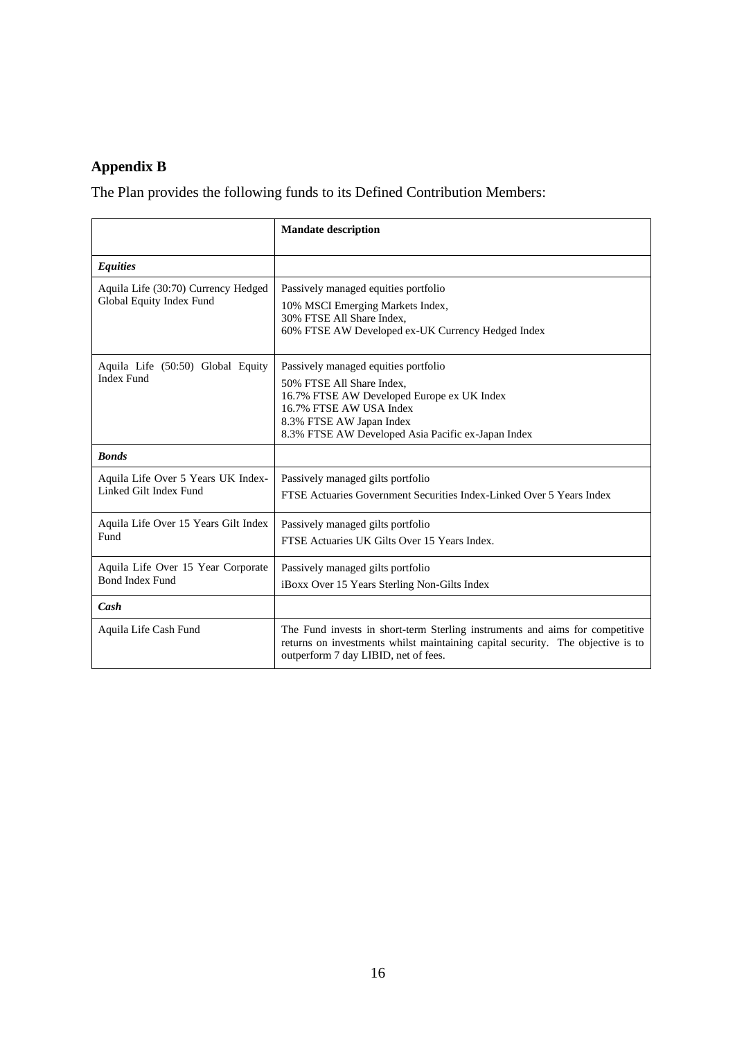## Appendix B

The Plan provides the following funds to its Defined Contribution Members:

| | **Mandate description** |
|---|---|
| ***Equities*** | |
| Aquila Life (30:70) Currency Hedged Global Equity Index Fund | Passively managed equities portfolio<br>10% MSCI Emerging Markets Index,<br>30% FTSE All Share Index,<br>60% FTSE AW Developed ex-UK Currency Hedged Index |
| Aquila Life (50:50) Global Equity Index Fund | Passively managed equities portfolio<br>50% FTSE All Share Index,<br>16.7% FTSE AW Developed Europe ex UK Index<br>16.7% FTSE AW USA Index<br>8.3% FTSE AW Japan Index<br>8.3% FTSE AW Developed Asia Pacific ex-Japan Index |
| ***Bonds*** | |
| Aquila Life Over 5 Years UK Index-Linked Gilt Index Fund | Passively managed gilts portfolio<br>FTSE Actuaries Government Securities Index-Linked Over 5 Years Index |
| Aquila Life Over 15 Years Gilt Index Fund | Passively managed gilts portfolio<br>FTSE Actuaries UK Gilts Over 15 Years Index. |
| Aquila Life Over 15 Year Corporate Bond Index Fund | Passively managed gilts portfolio<br>iBoxx Over 15 Years Sterling Non-Gilts Index |
| ***Cash*** | |
| Aquila Life Cash Fund | The Fund invests in short-term Sterling instruments and aims for competitive returns on investments whilst maintaining capital security. The objective is to outperform 7 day LIBID, net of fees. |